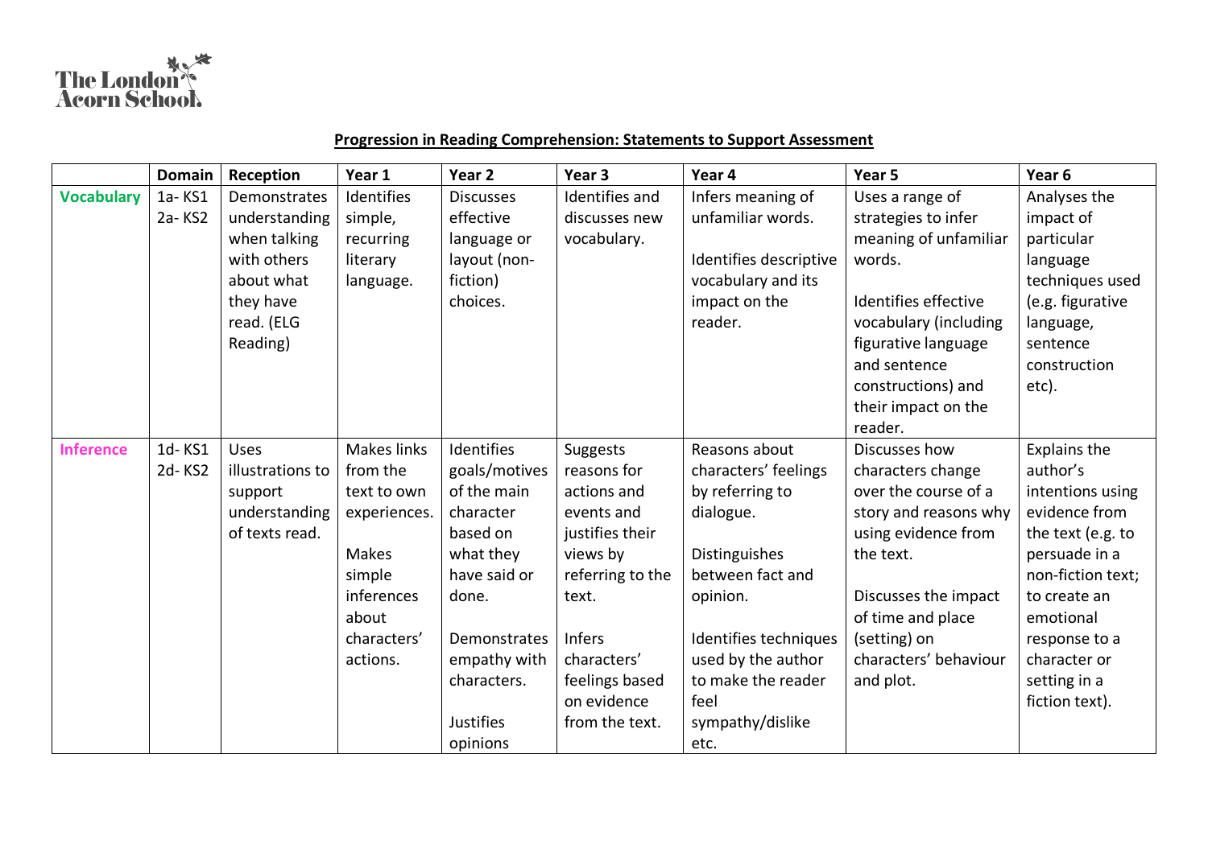The London Acorn School

## Progression in Reading Comprehension: Statements to Support Assessment

| | Domain | Reception | Year 1 | Year 2 | Year 3 | Year 4 | Year 5 | Year 6 |
|---|---|---|---|---|---|---|---|---|
| **Vocabulary** | 1a- KS1<br>2a- KS2 | Demonstrates understanding when talking with others about what they have read. (ELG Reading) | Identifies simple, recurring literary language. | Discusses effective language or layout (non-fiction) choices. | Identifies and discusses new vocabulary. | Infers meaning of unfamiliar words.<br><br>Identifies descriptive vocabulary and its impact on the reader. | Uses a range of strategies to infer meaning of unfamiliar words.<br><br>Identifies effective vocabulary (including figurative language and sentence constructions) and their impact on the reader. | Analyses the impact of particular language techniques used (e.g. figurative language, sentence construction etc). |
| **Inference** | 1d- KS1<br>2d- KS2 | Uses illustrations to support understanding of texts read. | Makes links from the text to own experiences.<br><br>Makes simple inferences about characters' actions. | Identifies goals/motives of the main character based on what they have said or done.<br><br>Demonstrates empathy with characters.<br><br>Justifies opinions | Suggests reasons for actions and events and justifies their views by referring to the text.<br><br>Infers characters' feelings based on evidence from the text. | Reasons about characters' feelings by referring to dialogue.<br><br>Distinguishes between fact and opinion.<br><br>Identifies techniques used by the author to make the reader feel sympathy/dislike etc. | Discusses how characters change over the course of a story and reasons why using evidence from the text.<br><br>Discusses the impact of time and place (setting) on characters' behaviour and plot. | Explains the author's intentions using evidence from the text (e.g. to persuade in a non-fiction text; to create an emotional response to a character or setting in a fiction text). |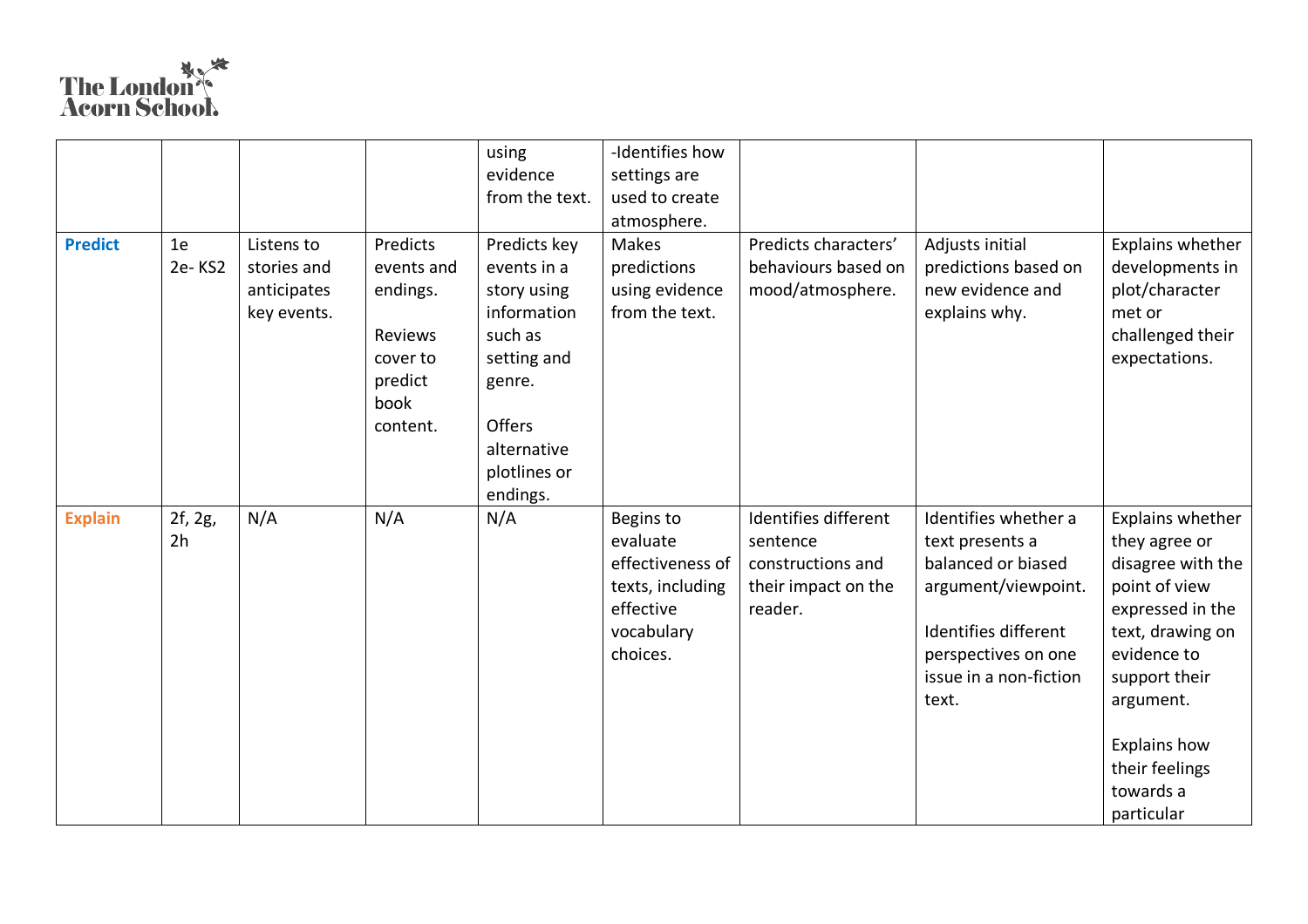| | | | | using evidence from the text. | -Identifies how settings are used to create atmosphere. | | | |
|---|---|---|---|---|---|---|---|---|
| **Predict** | 1e 2e- KS2 | Listens to stories and anticipates key events. | Predicts events and endings.<br><br>Reviews cover to predict book content. | Predicts key events in a story using information such as setting and genre.<br><br>Offers alternative plotlines or endings. | Makes predictions using evidence from the text. | Predicts characters' behaviours based on mood/atmosphere. | Adjusts initial predictions based on new evidence and explains why. | Explains whether developments in plot/character met or challenged their expectations. |
| **Explain** | 2f, 2g, 2h | N/A | N/A | N/A | Begins to evaluate effectiveness of texts, including effective vocabulary choices. | Identifies different sentence constructions and their impact on the reader. | Identifies whether a text presents a balanced or biased argument/viewpoint.<br><br>Identifies different perspectives on one issue in a non-fiction text. | Explains whether they agree or disagree with the point of view expressed in the text, drawing on evidence to support their argument.<br><br>Explains how their feelings towards a particular |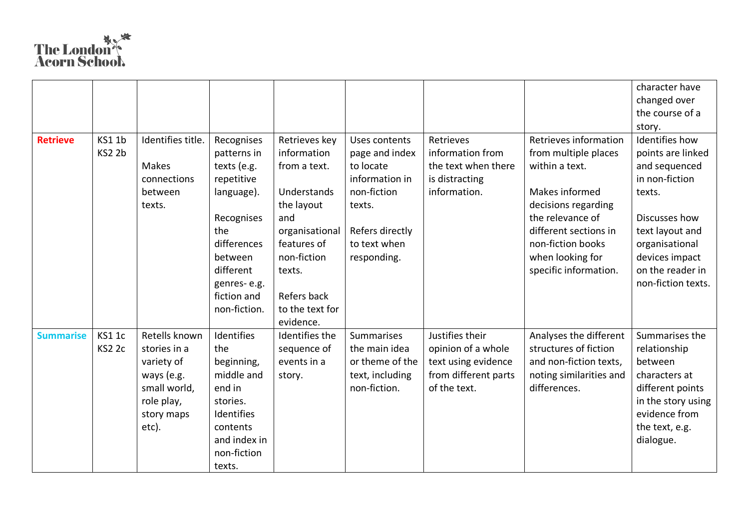| | | | | | | | | |
|---|---|---|---|---|---|---|---|---|
| | | | | | | | | character have changed over the course of a story. |
| **Retrieve** | KS1 1b KS2 2b | Identifies title.<br><br>Makes connections between texts. | Recognises patterns in texts (e.g. repetitive language).<br><br>Recognises the differences between different genres- e.g. fiction and non-fiction. | Retrieves key information from a text.<br><br>Understands the layout and organisational features of non-fiction texts.<br><br>Refers back to the text for evidence. | Uses contents page and index to locate information in non-fiction texts.<br><br>Refers directly to text when responding. | Retrieves information from the text when there is distracting information. | Retrieves information from multiple places within a text.<br><br>Makes informed decisions regarding the relevance of different sections in non-fiction books when looking for specific information. | Identifies how points are linked and sequenced in non-fiction texts.<br><br>Discusses how text layout and organisational devices impact on the reader in non-fiction texts. |
| **Summarise** | KS1 1c KS2 2c | Retells known stories in a variety of ways (e.g. small world, role play, story maps etc). | Identifies the beginning, middle and end in stories. Identifies contents and index in non-fiction texts. | Identifies the sequence of events in a story. | Summarises the main idea or theme of the text, including non-fiction. | Justifies their opinion of a whole text using evidence from different parts of the text. | Analyses the different structures of fiction and non-fiction texts, noting similarities and differences. | Summarises the relationship between characters at different points in the story using evidence from the text, e.g. dialogue. |